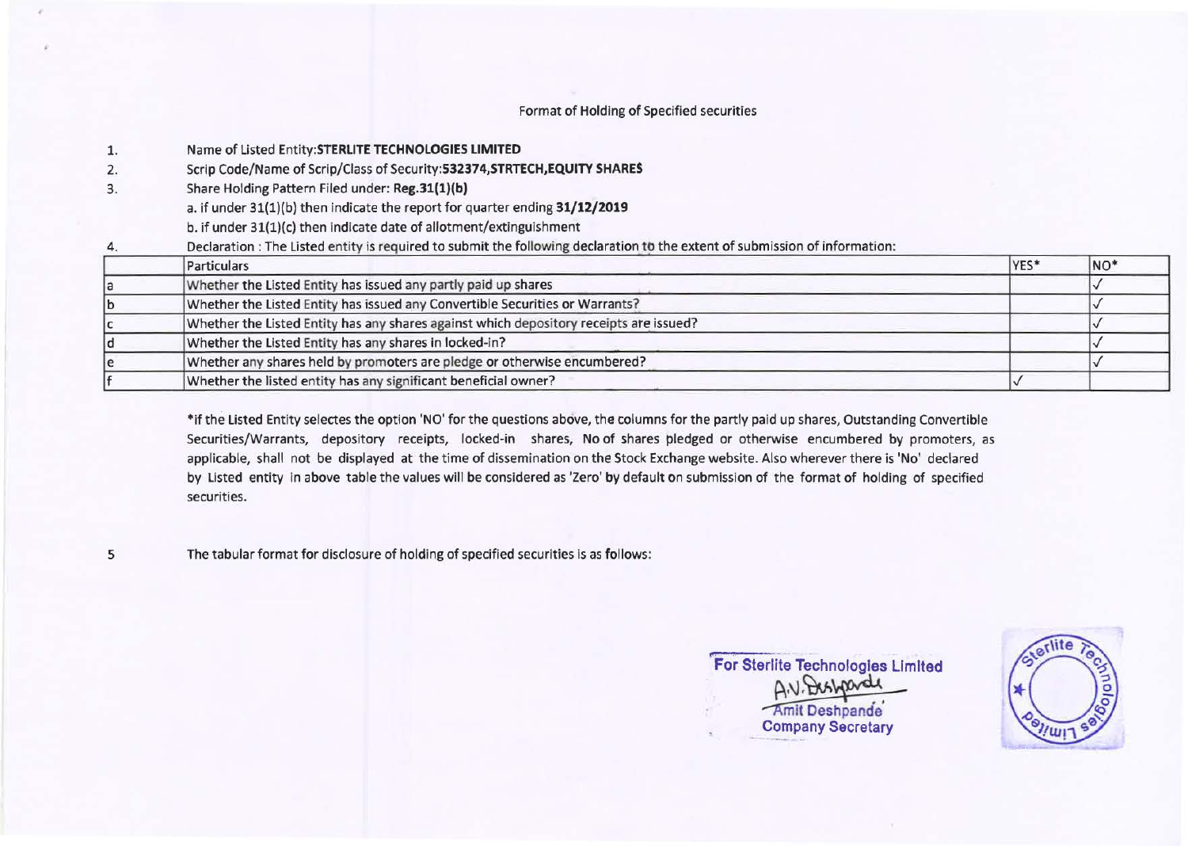Format of Holding of Specified securities

1. Name of Listed Entity:**STERLITE TECHNOLOGIES LIMITED**
2. Scrip Code/Name of Scrip/Class of Security:**532374,STRTECH,EQUITY SHARES**
3. Share Holding Pattern Filed under: **Reg.31(1)(b)**
   a. if under 31(1)(b) then indicate the report for quarter ending **31/12/2019**
   b. if under 31(1)(c) then indicate date of allotment/extinguishment
4. Declaration : The Listed entity is required to submit the following declaration to the extent of submission of information:

| | Particulars | YES* | NO* |
|---|---|---|---|
| a | Whether the Listed Entity has issued any partly paid up shares | | ✓ |
| b | Whether the Listed Entity has issued any Convertible Securities or Warrants? | | ✓ |
| c | Whether the Listed Entity has any shares against which depository receipts are issued? | | ✓ |
| d | Whether the Listed Entity has any shares in locked-in? | | ✓ |
| e | Whether any shares held by promoters are pledge or otherwise encumbered? | | ✓ |
| f | Whether the listed entity has any significant beneficial owner? | ✓ | |

*If the Listed Entity selectes the option 'NO' for the questions above, the columns for the partly paid up shares, Outstanding Convertible Securities/Warrants, depository receipts, locked-in shares, No of shares pledged or otherwise encumbered by promoters, as applicable, shall not be displayed at the time of dissemination on the Stock Exchange website. Also wherever there is 'No' declared by Listed entity in above table the values will be considered as 'Zero' by default on submission of the format of holding of specified securities.

5 The tabular format for disclosure of holding of specified securities is as follows:

For Sterlite Technologies Limited

A.V.Deshpande

Amit Deshpande

Company Secretary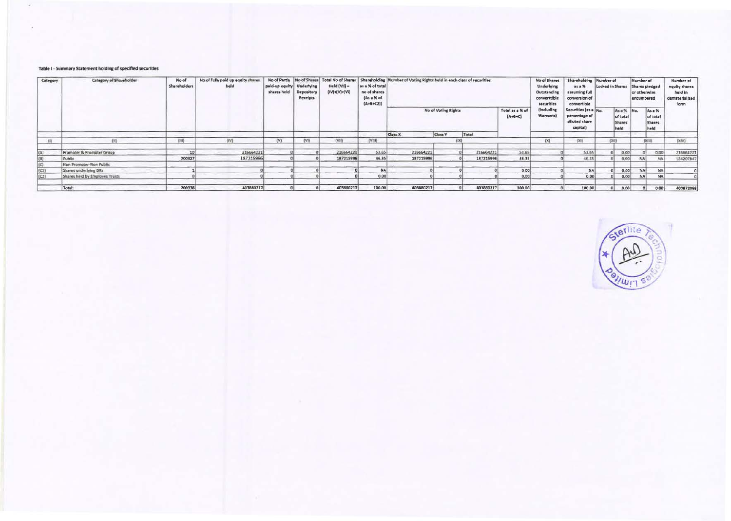**Table I - Summary Statement holding of specified securities**

| Category | Category of Shareholder | No of Shareholders | No of fully paid up equity shares held | No of Partly paid-up equity shares held | No of Shares Underlying Depository Receipts | Total No of Shares Held (VII) = (IV)+(V)+(VI) | Shareholding as a % of total no of shares (As a % of (A+B+C2)) | Number of Voting Rights held in each class of securities | | | | No of Shares Underlying Outstanding convertible securities (Including Warrants) | Shareholding as a % assuming full conversion of convertible Securities (as a percentage of diluted share capital) | Number of Locked in Shares | | Number of Shares pledged or otherwise encumbered | | Number of equity shares held in dematerialized form |
|---|---|---|---|---|---|---|---|---|---|---|---|---|---|---|---|---|---|---|
| | | | | | | | | No of Voting Rights | | | Total as a % of (A+B+C) | | | No. | As a % of total Shares held | No. | As a % of total Shares held | |
| | | | | | | | | Class X | Class Y | Total | | | | | | | | |
| (I) | (II) | (III) | (IV) | (V) | (VI) | (VII) | (VIII) | (IX) | | | | (X) | (XI) | (XII) | | (XIII) | | (XIV) |
| (A) | Promoter & Promoter Group | 10 | 216664221 | 0 | 0 | 216664221 | 53.65 | 216664221 | 0 | 216664221 | 53.65 | 0 | 53.65 | 0 | 0.00 | 0 | 0.00 | 216664221 |
| (B) | Public | 200327 | 187215996 | 0 | 0 | 187215996 | 46.35 | 187215996 | 0 | 187215996 | 46.35 | 0 | 46.35 | 0 | 0.00 | NA | NA | 184207847 |
| (C) | Non Promoter-Non Public | | | | | | | | | | | | | | | | | |
| (C1) | Shares underlying DRs | 1 | 0 | 0 | 0 | 0 | NA | 0 | 0 | 0 | 0.00 | 0 | NA | 0 | 0.00 | NA | NA | 0 |
| (C2) | Shares held by Employes Trusts | 0 | 0 | 0 | 0 | 0 | 0.00 | 0 | 0 | 0 | 0.00 | 0 | 0.00 | 0 | 0.00 | NA | NA | 0 |
| | Total: | 200338 | 403880217 | 0 | 0 | 403880217 | 100.00 | 403880217 | 0 | 403880217 | 100.00 | 0 | 100.00 | 0 | 0.00 | 0 | 0.00 | 400872068 |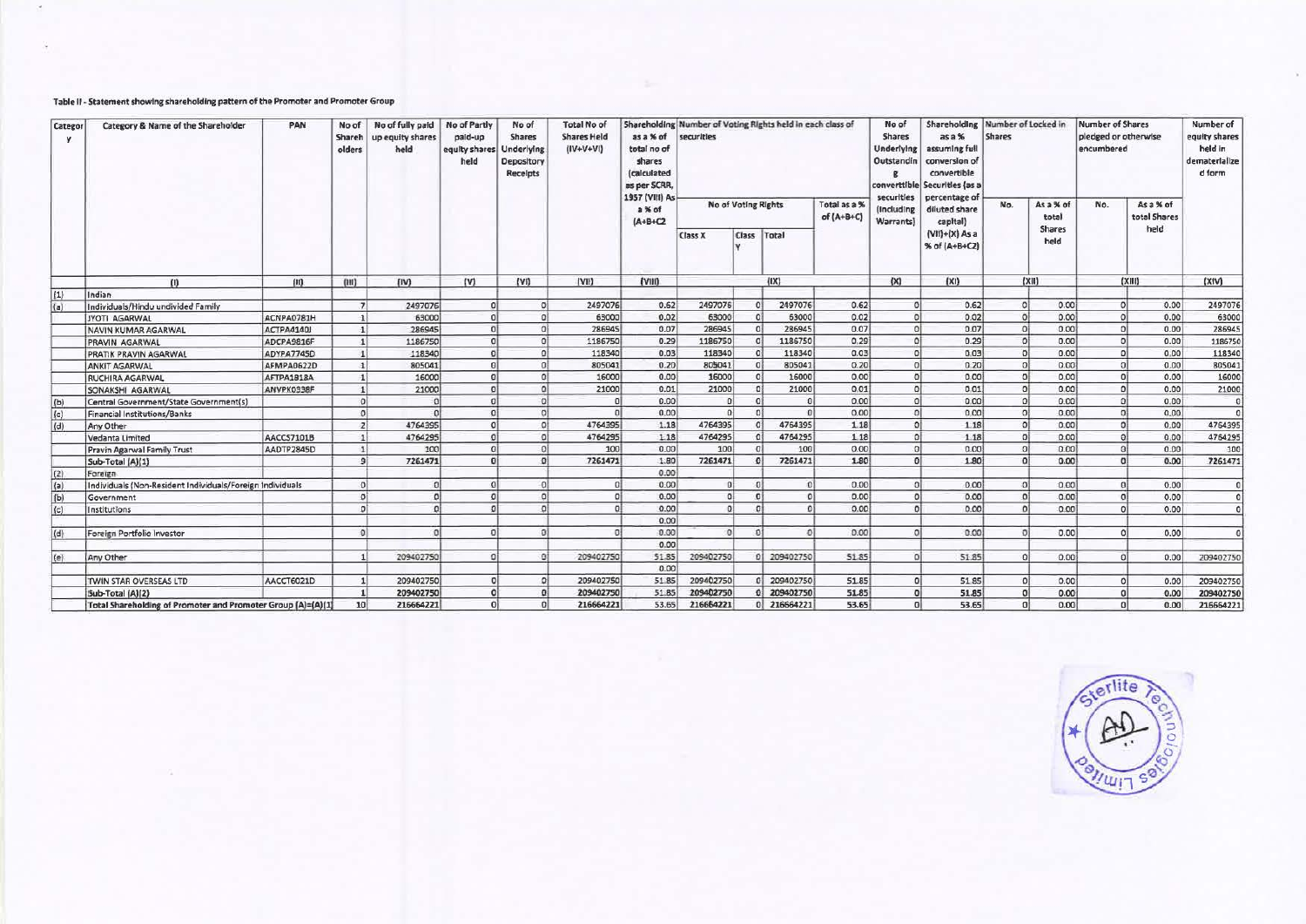Table II - Statement showing shareholding pattern of the Promoter and Promoter Group

| Category | Category & Name of the Shareholder | PAN | No of Shareholders | No of fully paid up equity shares held | No of Partly paid-up equity shares held | No of Shares Underlying Depository Receipts | Total No of Shares Held (IV+V+VI) | Shareholding as a % of total no of shares (calculated as per SCRR, 1957 (VIII) As a % of (A+B+C2 | Number of Voting Rights held in each class of securities | | | | No of Shares Underlying Outstanding convertible securities (Including Warrants) | Shareholding as a % assuming full conversion of convertible Securities (as a percentage of diluted share capital) (VII)+(X) As a % of (A+B+C2) | Number of Locked in Shares | | Number of Shares pledged or otherwise encumbered | | Number of equity shares held in dematerialized form |
|---|---|---|---|---|---|---|---|---|---|---|---|---|---|---|---|---|---|---|---|
| | | | | | | | | | No of Voting Rights | | | Total as a % of (A+B+C) | | | No. | As a % of total Shares held | No. | As a % of total Shares held | |
| | | | | | | | | | Class X | Class Y | Total | | | | | | | | |
| | (I) | (II) | (III) | (IV) | (V) | (VI) | (VII) | (VIII) | (IX) | | | | (X) | (XI) | (XII) | | (XIII) | | (XIV) |
| (1) | Indian | | | | | | | | | | | | | | | | | | |
| (a) | Individuals/Hindu undivided Family | | 7 | 2497076 | 0 | 0 | 2497076 | 0.62 | 2497076 | 0 | 2497076 | 0.62 | 0 | 0.62 | 0 | 0.00 | 0 | 0.00 | 2497076 |
| | JYOTI AGARWAL | ACNPA0781H | 1 | 63000 | 0 | 0 | 63000 | 0.02 | 63000 | 0 | 63000 | 0.02 | 0 | 0.02 | 0 | 0.00 | 0 | 0.00 | 63000 |
| | NAVIN KUMAR AGARWAL | ACTPA4140J | 1 | 286945 | 0 | 0 | 286945 | 0.07 | 286945 | 0 | 286945 | 0.07 | 0 | 0.07 | 0 | 0.00 | 0 | 0.00 | 286945 |
| | PRAVIN AGARWAL | ADCPA9816F | 1 | 1186750 | 0 | 0 | 1186750 | 0.29 | 1186750 | 0 | 1186750 | 0.29 | 0 | 0.29 | 0 | 0.00 | 0 | 0.00 | 1186750 |
| | PRATIK PRAVIN AGARWAL | ADYPA7745D | 1 | 118340 | 0 | 0 | 118340 | 0.03 | 118340 | 0 | 118340 | 0.03 | 0 | 0.03 | 0 | 0.00 | 0 | 0.00 | 118340 |
| | ANKIT AGARWAL | AFMPA0622D | 1 | 805041 | 0 | 0 | 805041 | 0.20 | 805041 | 0 | 805041 | 0.20 | 0 | 0.20 | 0 | 0.00 | 0 | 0.00 | 805041 |
| | RUCHIRA AGARWAL | AFTPA1818A | 1 | 16000 | 0 | 0 | 16000 | 0.00 | 16000 | 0 | 16000 | 0.00 | 0 | 0.00 | 0 | 0.00 | 0 | 0.00 | 16000 |
| | SONAKSHI AGARWAL | ANVPK0338F | 1 | 21000 | 0 | 0 | 21000 | 0.01 | 21000 | 0 | 21000 | 0.01 | 0 | 0.01 | 0 | 0.00 | 0 | 0.00 | 21000 |
| (b) | Central Government/State Government(s) | | 0 | 0 | 0 | 0 | 0 | 0.00 | 0 | 0 | 0 | 0.00 | 0 | 0.00 | 0 | 0.00 | 0 | 0.00 | 0 |
| (c) | Financial Institutions/Banks | | 0 | 0 | 0 | 0 | 0 | 0.00 | 0 | 0 | 0 | 0.00 | 0 | 0.00 | 0 | 0.00 | 0 | 0.00 | 0 |
| (d) | Any Other | | 2 | 4764395 | 0 | 0 | 4764395 | 1.18 | 4764395 | 0 | 4764395 | 1.18 | 0 | 1.18 | 0 | 0.00 | 0 | 0.00 | 4764395 |
| | Vedanta Limited | AACCS7101B | 1 | 4764295 | 0 | 0 | 4764295 | 1.18 | 4764295 | 0 | 4764295 | 1.18 | 0 | 1.18 | 0 | 0.00 | 0 | 0.00 | 4764295 |
| | Pravin Agarwal Family Trust | AADTP2845D | 1 | 100 | 0 | 0 | 100 | 0.00 | 100 | 0 | 100 | 0.00 | 0 | 0.00 | 0 | 0.00 | 0 | 0.00 | 100 |
| | Sub-Total (A)(1) | | 9 | 7261471 | 0 | 0 | 7261471 | 1.80 | 7261471 | 0 | 7261471 | 1.80 | 0 | 1.80 | 0 | 0.00 | 0 | 0.00 | 7261471 |
| (2) | Foreign | | | | | | | 0.00 | | | | | | | | | | | |
| (a) | Individuals (Non-Resident Individuals/Foreign Individuals | | 0 | 0 | 0 | 0 | 0 | 0.00 | 0 | 0 | 0 | 0.00 | 0 | 0.00 | 0 | 0.00 | 0 | 0.00 | 0 |
| (b) | Government | | 0 | 0 | 0 | 0 | 0 | 0.00 | 0 | 0 | 0 | 0.00 | 0 | 0.00 | 0 | 0.00 | 0 | 0.00 | 0 |
| (c) | Institutions | | 0 | 0 | 0 | 0 | 0 | 0.00 | 0 | 0 | 0 | 0.00 | 0 | 0.00 | 0 | 0.00 | 0 | 0.00 | 0 |
| | | | | | | | | 0.00 | | | | | | | | | | | |
| (d) | Foreign Portfolio Investor | | 0 | 0 | 0 | 0 | 0 | 0.00 | 0 | 0 | 0 | 0.00 | 0 | 0.00 | 0 | 0.00 | 0 | 0.00 | 0 |
| | | | | | | | | 0.00 | | | | | | | | | | | |
| (e) | Any Other | | 1 | 209402750 | 0 | 0 | 209402750 | 51.85 | 209402750 | 0 | 209402750 | 51.85 | 0 | 51.85 | 0 | 0.00 | 0 | 0.00 | 209402750 |
| | | | | | | | | 0.00 | | | | | | | | | | | |
| | TWIN STAR OVERSEAS LTD | AACCT6021D | 1 | 209402750 | 0 | 0 | 209402750 | 51.85 | 209402750 | 0 | 209402750 | 51.85 | 0 | 51.85 | 0 | 0.00 | 0 | 0.00 | 209402750 |
| | Sub-Total (A)(2) | | 1 | 209402750 | 0 | 0 | 209402750 | 51.85 | 209402750 | 0 | 209402750 | 51.85 | 0 | 51.85 | 0 | 0.00 | 0 | 0.00 | 209402750 |
| | Total Shareholding of Promoter and Promoter Group (A)=(A)(1) | | 10 | 216664221 | 0 | 0 | 216664221 | 53.65 | 216664221 | 0 | 216664221 | 53.65 | 0 | 53.65 | 0 | 0.00 | 0 | 0.00 | 216664221 |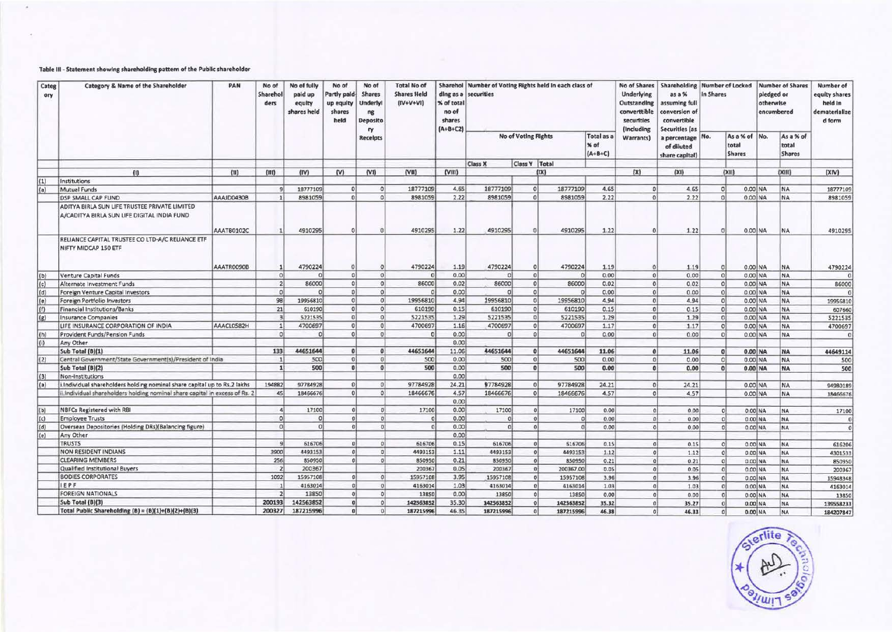Table III - Statement showing shareholding pattern of the Public shareholder

| Category | Category & Name of the Shareholder | PAN | No of Shareholders | No of fully paid up equity shares held | No of Partly paid-up equity shares held | No of Shares Underlying Depository Receipts | Total No of Shares Held (IV+V+VI) | Shareholding as a % of total no of shares (A+B+C2) | Number of Voting Rights held in each class of securities | | | | No of Shares Underlying Outstanding converttible securities (Including Warrants) | Shareholding as a % assuming full conversion of convertible Securities (as a percentage of diluted share capital) | Number of Locked in Shares | | Number of Shares pledged or otherwise encumbered | | Number of equity shares held in dematerialized form |
|---|---|---|---|---|---|---|---|---|---|---|---|---|---|---|---|---|---|---|---|
| | | | | | | | | | No of Voting Rights | | | Total as a % of (A+B+C) | | | No. | As a % of total Shares | No. | As a % of total Shares | |
| | | | | | | | | | Class X | Class Y | Total | | | | | | | | |
| | (I) | (II) | (III) | (IV) | (V) | (VI) | (VII) | (VIII) | (IX) | | | | (X) | (XI) | (XII) | | (XIII) | | (XIV) |
| (1) | Institutions | | | | | | | | | | | | | | | | | | |
| (a) | Mutual Funds | | 9 | 18777109 | 0 | 0 | 18777109 | 4.65 | 18777109 | 0 | 18777109 | 4.65 | 0 | 4.65 | 0 | 0.00 | NA | NA | 18777109 |
| | DSP SMALL CAP FUND | AAAJD0430B | 1 | 8981059 | 0 | 0 | 8981059 | 2.22 | 8981059 | 0 | 8981059 | 2.22 | 0 | 2.22 | 0 | 0.00 | NA | NA | 8981059 |
| | ADITYA BIRLA SUN LIFE TRUSTEE PRIVATE LIMITED A/CADITYA BIRLA SUN LIFE DIGITAL INDIA FUND | AAATB0102C | 1 | 4910295 | 0 | 0 | 4910295 | 1.22 | 4910295 | 0 | 4910295 | 1.22 | 0 | 1.22 | 0 | 0.00 | NA | NA | 4910295 |
| | RELIANCE CAPITAL TRUSTEE CO LTD-A/C RELIANCE ETF NIFTY MIDCAP 150 ETF | AAATR0090B | 1 | 4790224 | 0 | 0 | 4790224 | 1.19 | 4790224 | 0 | 4790224 | 1.19 | 0 | 1.19 | 0 | 0.00 | NA | NA | 4790224 |
| (b) | Venture Capital Funds | | 0 | 0 | 0 | 0 | 0 | 0.00 | 0 | 0 | 0 | 0.00 | 0 | 0.00 | 0 | 0.00 | NA | NA | 0 |
| (c) | Alternate Investment Funds | | 2 | 86000 | 0 | 0 | 86000 | 0.02 | 86000 | 0 | 86000 | 0.02 | 0 | 0.02 | 0 | 0.00 | NA | NA | 86000 |
| (d) | Foreign Venture Capital Investors | | 0 | 0 | 0 | 0 | 0 | 0.00 | 0 | 0 | 0 | 0.00 | 0 | 0.00 | 0 | 0.00 | NA | NA | 0 |
| (e) | Foreign Portfolio Investors | | 98 | 19956810 | 0 | 0 | 19956810 | 4.94 | 19956810 | 0 | 19956810 | 4.94 | 0 | 4.94 | 0 | 0.00 | NA | NA | 19956810 |
| (f) | Financial Institutions/Banks | | 21 | 610190 | 0 | 0 | 610190 | 0.15 | 610190 | 0 | 610190 | 0.15 | 0 | 0.15 | 0 | 0.00 | NA | NA | 607660 |
| (g) | Insurance Companies | | 3 | 5221535 | 0 | 0 | 5221535 | 1.29 | 5221535 | 0 | 5221535 | 1.29 | 0 | 1.29 | 0 | 0.00 | NA | NA | 5221535 |
| | LIFE INSURANCE CORPORATION OF INDIA | AAACL0582H | 1 | 4700697 | 0 | 0 | 4700697 | 1.16 | 4700697 | 0 | 4700697 | 1.17 | 0 | 1.17 | 0 | 0.00 | NA | NA | 4700697 |
| (h) | Provident Funds/Pension Funds | | 0 | 0 | 0 | 0 | 0 | 0.00 | 0 | 0 | 0 | 0.00 | 0 | 0.00 | 0 | 0.00 | NA | NA | 0 |
| (i) | Any Other | | | | | | | 0.00 | | | | | | | | | | | |
| | Sub Total (B)(1) | | 133 | 44651644 | 0 | 0 | 44651644 | 11.06 | 44651644 | 0 | 44651644 | 11.06 | 0 | 11.06 | 0 | 0.00 | NA | NA | 44649114 |
| (2) | Central Government/State Government(s)/President of India | | 1 | 500 | 0 | 0 | 500 | 0.00 | 500 | 0 | 500 | 0.00 | 0 | 0.00 | 0 | 0.00 | NA | NA | 500 |
| | Sub Total (B)(2) | | 1 | 500 | 0 | 0 | 500 | 0.00 | 500 | 0 | 500 | 0.00 | 0 | 0.00 | 0 | 0.00 | NA | NA | 500 |
| (3) | Non-Institutions | | | | | | | 0.00 | | | | | | | | | | | |
| (a) | i.Individual shareholders holding nominal share capital up to Rs.2 lakhs | | 194882 | 97784928 | 0 | 0 | 97784928 | 24.21 | 97784928 | 0 | 97784928 | 24.21 | 0 | 24.21 | | 0.00 | NA | NA | 94980189 |
| | ii.Individual shareholders holding nominal share capital in excess of Rs. 2 | | 45 | 18466676 | 0 | 0 | 18466676 | 4.57 | 18466676 | 0 | 18466676 | 4.57 | 0 | 4.57 | | 0.00 | NA | NA | 18466676 |
| | | | | | | | | 0.00 | | | | | | | | | | | |
| (b) | NBFCs Registered with RBI | | 4 | 17100 | 0 | 0 | 17100 | 0.00 | 17100 | 0 | 17100 | 0.00 | 0 | 0.00 | 0 | 0.00 | NA | NA | 17100 |
| (c) | Employee Trusts | | 0 | 0 | 0 | 0 | 0 | 0.00 | 0 | 0 | 0 | 0.00 | 0 | 0.00 | 0 | 0.00 | NA | NA | 0 |
| (d) | Overseas Depositories (Holding DRs)(Balancing figure) | | 0 | 0 | 0 | 0 | 0 | 0.00 | 0 | 0 | 0 | 0.00 | 0 | 0.00 | 0 | 0.00 | NA | NA | 0 |
| (e) | Any Other | | | | | | | 0.00 | | | | | | | | | | | |
| | TRUSTS | | 9 | 616706 | 0 | 0 | 616706 | 0.15 | 616706 | 0 | 616706 | 0.15 | 0 | 0.15 | 0 | 0.00 | NA | NA | 616206 |
| | NON RESIDENT INDIANS | | 3900 | 4493153 | 0 | 0 | 4493153 | 1.11 | 4493153 | 0 | 4493153 | 1.12 | 0 | 1.12 | 0 | 0.00 | NA | NA | 4301533 |
| | CLEARING MEMBERS | | 256 | 850950 | 0 | 0 | 850950 | 0.21 | 850950 | 0 | 850950 | 0.21 | 0 | 0.21 | 0 | 0.00 | NA | NA | 850950 |
| | Qualified Institutional Buyers | | 2 | 200367 | | | 200367 | 0.05 | 200367 | 0 | 200367.00 | 0.05 | 0 | 0.05 | 0 | 0.00 | NA | NA | 200367 |
| | BODIES CORPORATES | | 1092 | 15957108 | 0 | 0 | 15957108 | 3.95 | 15957108 | 0 | 15957108 | 3.96 | 0 | 3.96 | 0 | 0.00 | NA | NA | 15948348 |
| | I E P F | | 1 | 4163014 | 0 | 0 | 4163014 | 1.03 | 4163014 | 0 | 4163014 | 1.03 | 0 | 1.03 | 0 | 0.00 | NA | NA | 4163014 |
| | FOREIGN NATIONALS | | 2 | 13850 | 0 | 0 | 13850 | 0.00 | 13850 | 0 | 13850 | 0.00 | 0 | 0.00 | 0 | 0.00 | NA | NA | 13850 |
| | Sub Total (B)(3) | | 200193 | 142563852 | 0 | 0 | 142563852 | 35.30 | 142563852 | 0 | 142563852 | 35.32 | 0 | 35.27 | 0 | 0.00 | NA | NA | 139558233 |
| | Total Public Shareholding (B) = (B)(1)+(B)(2)+(B)(3) | | 200327 | 187215996 | 0 | 0 | 187215996 | 46.35 | 187215996 | 0 | 187215996 | 46.38 | 0 | 46.33 | 0 | 0.00 | NA | NA | 184207847 |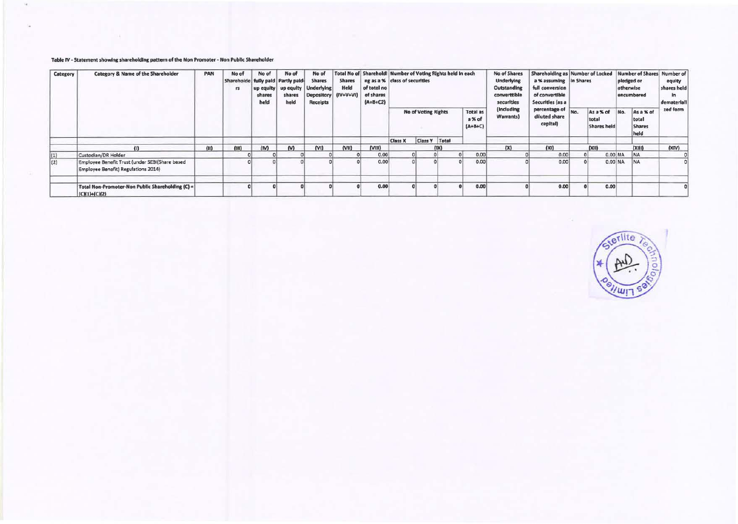**Table IV - Statement showing shareholding pattern of the Non Promoter - Non Public Shareholder**

| Category | Category & Name of the Shareholder | PAN | No of Shareholders | No of fully paid up equity shares held | No of Partly paid-up equity shares held | No of Shares Underlying Depository Receipts | Total No of Shares Held (IV+V+VI) | Shareholding as a % of total no of shares (A+B+C2) | Number of Voting Rights held in each class of securities | | | | No of Shares Underlying Outstanding convertible securities (Including Warrants) | Shareholding as a % assuming full conversion of convertible Securities (as a percentage of diluted share capital) | Number of Locked in Shares | | Number of Shares pledged or otherwise encumbered | | Number of equity shares held in dematerialized form |
|---|---|---|---|---|---|---|---|---|---|---|---|---|---|---|---|---|---|---|---|
| | | | | | | | | | No of Voting Rights | | | Total as a % of (A+B+C) | | | No. | As a % of total Shares held | No. | As a % of total Shares held | |
| | | | | | | | | | Class X | Class Y | Total | | | | | | | | |
| | (I) | (II) | (III) | (IV) | (V) | (VI) | (VII) | (VIII) | (IX) | | | | (X) | (XI) | (XII) | | (XIII) | | (XIV) |
| (1) | Custodian/DR Holder | | 0 | 0 | 0 | 0 | 0 | 0.00 | 0 | 0 | 0 | 0.00 | 0 | 0.00 | 0 | 0.00 | NA | NA | 0 |
| (2) | Employee Benefit Trust (under SEBI(Share based Employee Benefit) Regulations 2014) | | 0 | 0 | 0 | 0 | 0 | 0.00 | 0 | 0 | 0 | 0.00 | 0 | 0.00 | 0 | 0.00 | NA | NA | 0 |
| | Total Non-Promoter-Non Public Shareholding (C) = (C)(1)+(C)(2) | | 0 | 0 | 0 | 0 | 0 | 0.00 | 0 | 0 | 0 | 0.00 | 0 | 0.00 | 0 | 0.00 | | | 0 |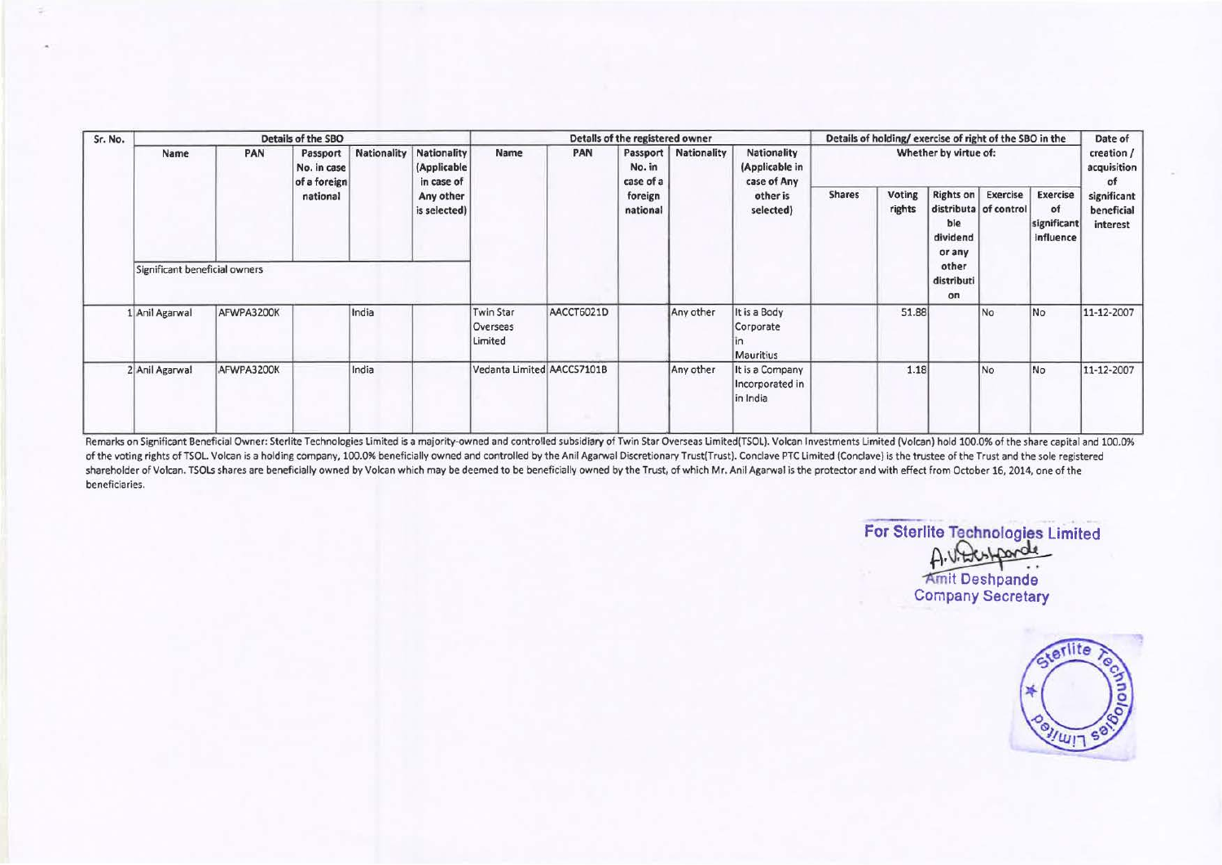| Sr. No. | Details of the SBO | | | | | Details of the registered owner | | | | | Details of holding/ exercise of right of the SBO in the | | | | | Date of creation / acquisition of significant beneficial interest |
|---|---|---|---|---|---|---|---|---|---|---|---|---|---|---|---|---|
| | Name | PAN | Passport No. in case of a foreign national | Nationality | Nationality (Applicable in case of Any other is selected) | Name | PAN | Passport No. in case of a foreign national | Nationality | Nationality (Applicable in case of Any other is selected) | Whether by virtue of: | | | | | |
| | | | | | | | | | | | Shares | Voting rights | Rights on distributable dividend or any other distribution | Exercise of control | Exercise of significant influence | |
| | Significant beneficial owners | | | | | | | | | | | | | | | |
| 1 | Anil Agarwal | AFWPA3200K | | India | | Twin Star Overseas Limited | AACCT6021D | | Any other | It is a Body Corporate in Mauritius | | 51.88 | | No | No | 11-12-2007 |
| 2 | Anil Agarwal | AFWPA3200K | | India | | Vedanta Limited | AACCS7101B | | Any other | It is a Company Incorporated in in India | | 1.18 | | No | No | 11-12-2007 |

Remarks on Significant Beneficial Owner: Sterlite Technologies Limited is a majority-owned and controlled subsidiary of Twin Star Overseas Limited(TSOL). Volcan Investments Limited (Volcan) hold 100.0% of the share capital and 100.0% of the voting rights of TSOL. Volcan is a holding company, 100.0% beneficially owned and controlled by the Anil Agarwal Discretionary Trust(Trust). Conclave PTC Limited (Conclave) is the trustee of the Trust and the sole registered shareholder of Volcan. TSOLs shares are beneficially owned by Volcan which may be deemed to be beneficially owned by the Trust, of which Mr. Anil Agarwal is the protector and with effect from October 16, 2014, one of the beneficiaries.

For Sterlite Technologies Limited

Amit Deshpande
Company Secretary